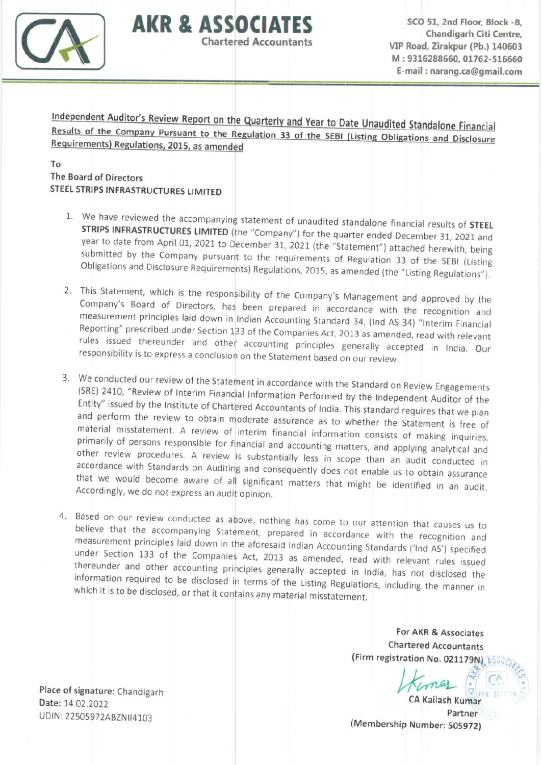**AKR & ASSOCIATES**
Chartered Accountants

SCO 51, 2nd Floor, Block -B,
Chandigarh Citi Centre,
VIP Road, Zirakpur (Pb.) 140603
M : 9316288660, 01762-516660
E-mail : narang.ca@gmail.com

**Independent Auditor's Review Report on the Quarterly and Year to Date Unaudited Standalone Financial Results of the Company Pursuant to the Regulation 33 of the SEBI (Listing Obligations and Disclosure Requirements) Regulations, 2015, as amended**

To
The Board of Directors
**STEEL STRIPS INFRASTRUCTURES LIMITED**

1. We have reviewed the accompanying statement of unaudited standalone financial results of **STEEL STRIPS INFRASTRUCTURES LIMITED** (the "Company") for the quarter ended December 31, 2021 and year to date from April 01, 2021 to December 31, 2021 (the "Statement") attached herewith, being submitted by the Company pursuant to the requirements of Regulation 33 of the SEBI (Listing Obligations and Disclosure Requirements) Regulations, 2015, as amended (the "Listing Regulations").

2. This Statement, which is the responsibility of the Company's Management and approved by the Company's Board of Directors, has been prepared in accordance with the recognition and measurement principles laid down in Indian Accounting Standard 34, (Ind AS 34) "Interim Financial Reporting" prescribed under Section 133 of the Companies Act, 2013 as amended, read with relevant rules issued thereunder and other accounting principles generally accepted in India. Our responsibility is to express a conclusion on the Statement based on our review.

3. We conducted our review of the Statement in accordance with the Standard on Review Engagements (SRE) 2410, "Review of Interim Financial Information Performed by the Independent Auditor of the Entity" issued by the Institute of Chartered Accountants of India. This standard requires that we plan and perform the review to obtain moderate assurance as to whether the Statement is free of material misstatement. A review of interim financial information consists of making inquiries, primarily of persons responsible for financial and accounting matters, and applying analytical and other review procedures. A review is substantially less in scope than an audit conducted in accordance with Standards on Auditing and consequently does not enable us to obtain assurance that we would become aware of all significant matters that might be identified in an audit. Accordingly, we do not express an audit opinion.

4. Based on our review conducted as above, nothing has come to our attention that causes us to believe that the accompanying Statement, prepared in accordance with the recognition and measurement principles laid down in the aforesaid Indian Accounting Standards ('Ind AS') specified under Section 133 of the Companies Act, 2013 as amended, read with relevant rules issued thereunder and other accounting principles generally accepted in India, has not disclosed the information required to be disclosed in terms of the Listing Regulations, including the manner in which it is to be disclosed, or that it contains any material misstatement.

For AKR & Associates
Chartered Accountants
(Firm registration No. 021179N)

CA Kailash Kumar
Partner
(Membership Number: 505972)

Place of signature: Chandigarh
Date: 14.02.2022
UDIN: 22505972ABZNII4103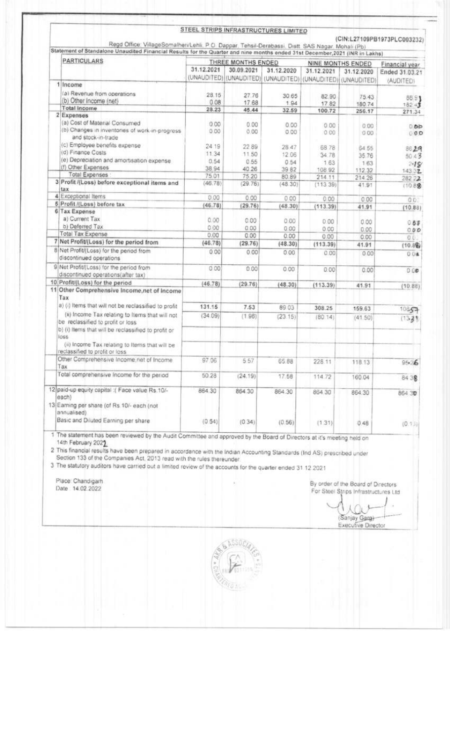**STEEL STRIPS INFRASTRUCTURES LIMITED**

(CIN:L27109PB1973PLC003232)

Regd Office: VillageSomalheri/Lehli, P.O. Dappar, Tehsil-Derabassi, Distt. SAS Nagar, Mohali (Pb)

Statement of Standalone Unaudited Financial Results for the Quarter and nine months ended 31st December,2021 (INR in Lakhs)

| | PARTICULARS | THREE MONTHS ENDED | | | NINE MONTHS ENDED | | Financial year |
|---|---|---|---|---|---|---|---|
| | | 31.12.2021 (UNAUDITED) | 30.09.2021 (UNAUDITED) | 31.12.2020 (UNAUDITED) | 31.12.2021 (UNAUDITED) | 31.12.2020 (UNAUDITED) | Ended 31.03.21 (AUDITED) |
| 1 | **Income** | | | | | | |
| | (a) Revenue from operations | 28.15 | 27.76 | 30.65 | 82.90 | 75.43 | 88.91 |
| | (b) Other Income (net) | 0.08 | 17.68 | 1.94 | 17.82 | 180.74 | 182.43 |
| | **Total Income** | **28.23** | **45.44** | **32.59** | **100.72** | **256.17** | **271.34** |
| 2 | **Expenses** | | | | | | |
| | (a) Cost of Material Consumed | 0.00 | 0.00 | 0.00 | 0.00 | 0.00 | 0.00 |
| | (b) Changes in inventories of work-in-progress and stock-in-trade | 0.00 | 0.00 | 0.00 | 0.00 | 0.00 | 0.00 |
| | (c) Employee benefits expense | 24.19 | 22.89 | 28.47 | 68.78 | 64.55 | 86.29 |
| | (d) Finance Costs | 11.34 | 11.50 | 12.06 | 34.78 | 35.76 | 50.43 |
| | (e) Depreciation and amortisation expense | 0.54 | 0.55 | 0.54 | 1.63 | 1.63 | 2.18 |
| | (f) Other Expenses | 38.94 | 40.26 | 39.82 | 108.92 | 112.32 | 143.32 |
| | Total Expenses | 75.01 | 75.20 | 80.89 | 214.11 | 214.26 | 282.22 |
| 3 | **Profit /(Loss) before exceptional items and tax** | (46.78) | (29.76) | (48.30) | (113.39) | 41.91 | (10.88) |
| 4 | Exceptional Items | 0.00 | 0.00 | 0.00 | 0.00 | 0.00 | 0.00 |
| 5 | **Profit /(Loss) before tax** | **(46.78)** | **(29.76)** | **(48.30)** | **(113.39)** | **41.91** | **(10.88)** |
| 6 | **Tax Expense** | | | | | | |
| | a) Current Tax | 0.00 | 0.00 | 0.00 | 0.00 | 0.00 | 0.00 |
| | b) Deferred Tax | 0.00 | 0.00 | 0.00 | 0.00 | 0.00 | 0.00 |
| | Total Tax Expense | 0.00 | 0.00 | 0.00 | 0.00 | 0.00 | 0.00 |
| 7 | **Net Profit/(Loss) for the period from** | **(46.78)** | **(29.76)** | **(48.30)** | **(113.39)** | **41.91** | **(10.88)** |
| 8 | Net Profit/(Loss) for the period from discontinued operations | 0.00 | 0.00 | 0.00 | 0.00 | 0.00 | 0.00 |
| 9 | Net Profit/(Loss) for the period from discontinued operations(after tax) | 0.00 | 0.00 | 0.00 | 0.00 | 0.00 | 0.00 |
| 10 | **Profit/(Loss) for the period** | **(46.78)** | **(29.76)** | **(48.30)** | **(113.39)** | **41.91** | (10.88) |
| 11 | **Other Comprehensive Income,net of Income Tax** | | | | | | |
| | a) (i) Items that will not be reclassified to profit | **131.15** | 7.53 | 89.03 | 308.25 | 159.63 | 108.57 |
| | (ii) Income Tax relating to Items that will not be reclassified to profit or loss | (34.09) | (1.96) | (23.15) | (80.14) | (41.50) | (13.31) |
| | b) (i) Items that will be reclassified to profit or loss | | | | | | |
| | (ii) Income Tax relating to Items that will be reclassified to profit or loss | | | | | | |
| | Other Comprehensive Income,net of Income Tax | 97.06 | 5.57 | 65.88 | 228.11 | 118.13 | 95.26 |
| | Total comprehensive Income for the period | 50.28 | (24.19) | 17.58 | 114.72 | 160.04 | 84.38 |
| 12 | paid-up equity capital :( Face value Rs.10/- each) | 864.30 | 864.30 | 864.30 | 864.30 | 864.30 | 864.30 |
| 13 | Earning per share (of Rs.10/- each (not annualised) | | | | | | |
| | Basic and Diluted Earning per share | (0.54) | (0.34) | (0.56) | (1.31) | 0.48 | (0.13) |

1 The statement has been reviewed by the Audit Committee and approved by the Board of Directors at it's meeting held on 14th February 2022

2 This financial results have been prepared in accordance with the Indian Accounting Standards (Ind AS) prescribed under Section 133 of the Companies Act, 2013 read with the rules thereunder.

3 The statutory auditors have carried out a limited review of the accounts for the quarter ended 31.12.2021

Place: Chandigarh
Date: 14.02.2022

By order of the Board of Directors
For Steel Strips Infrastructures Ltd

(Sanjay Garg)
Executive Director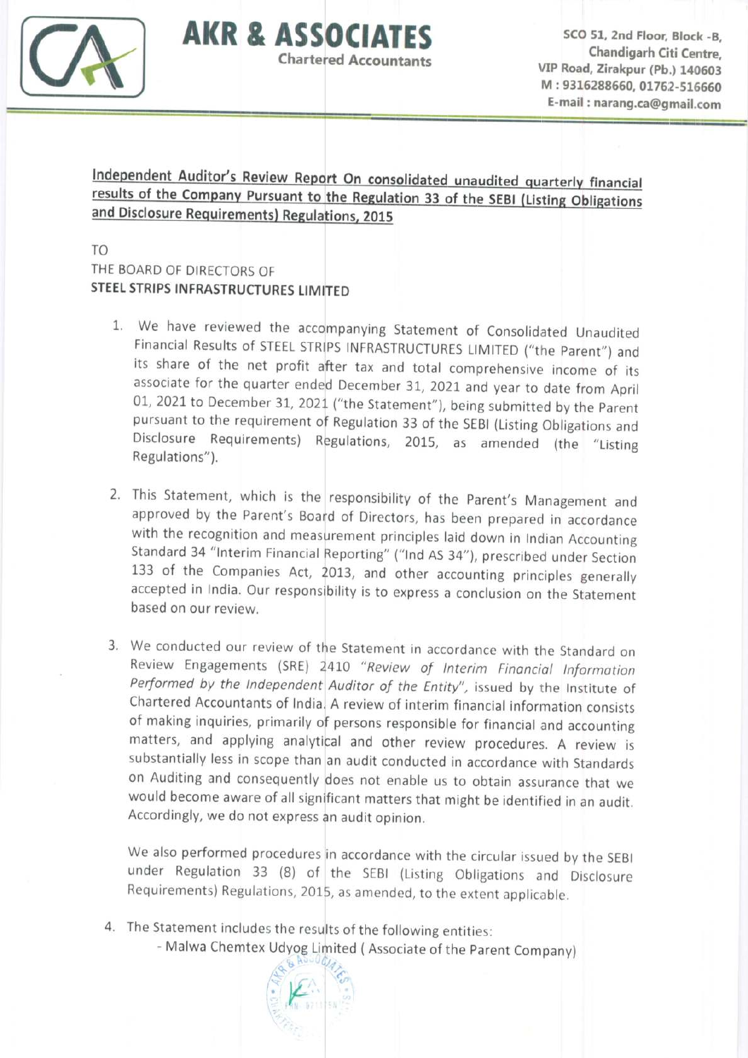# AKR & ASSOCIATES

Chartered Accountants

SCO 51, 2nd Floor, Block -B,
Chandigarh Citi Centre,
VIP Road, Zirakpur (Pb.) 140603
M : 9316288660, 01762-516660
E-mail : narang.ca@gmail.com

**Independent Auditor's Review Report On consolidated unaudited quarterly financial results of the Company Pursuant to the Regulation 33 of the SEBI (Listing Obligations and Disclosure Requirements) Regulations, 2015**

TO
THE BOARD OF DIRECTORS OF
**STEEL STRIPS INFRASTRUCTURES LIMITED**

1. We have reviewed the accompanying Statement of Consolidated Unaudited Financial Results of STEEL STRIPS INFRASTRUCTURES LIMITED ("the Parent") and its share of the net profit after tax and total comprehensive income of its associate for the quarter ended December 31, 2021 and year to date from April 01, 2021 to December 31, 2021 ("the Statement"), being submitted by the Parent pursuant to the requirement of Regulation 33 of the SEBI (Listing Obligations and Disclosure Requirements) Regulations, 2015, as amended (the "Listing Regulations").

2. This Statement, which is the responsibility of the Parent's Management and approved by the Parent's Board of Directors, has been prepared in accordance with the recognition and measurement principles laid down in Indian Accounting Standard 34 "Interim Financial Reporting" ("Ind AS 34"), prescribed under Section 133 of the Companies Act, 2013, and other accounting principles generally accepted in India. Our responsibility is to express a conclusion on the Statement based on our review.

3. We conducted our review of the Statement in accordance with the Standard on Review Engagements (SRE) 2410 *"Review of Interim Financial Information Performed by the Independent Auditor of the Entity"*, issued by the Institute of Chartered Accountants of India. A review of interim financial information consists of making inquiries, primarily of persons responsible for financial and accounting matters, and applying analytical and other review procedures. A review is substantially less in scope than an audit conducted in accordance with Standards on Auditing and consequently does not enable us to obtain assurance that we would become aware of all significant matters that might be identified in an audit. Accordingly, we do not express an audit opinion.

   We also performed procedures in accordance with the circular issued by the SEBI under Regulation 33 (8) of the SEBI (Listing Obligations and Disclosure Requirements) Regulations, 2015, as amended, to the extent applicable.

4. The Statement includes the results of the following entities:
   - Malwa Chemtex Udyog Limited ( Associate of the Parent Company)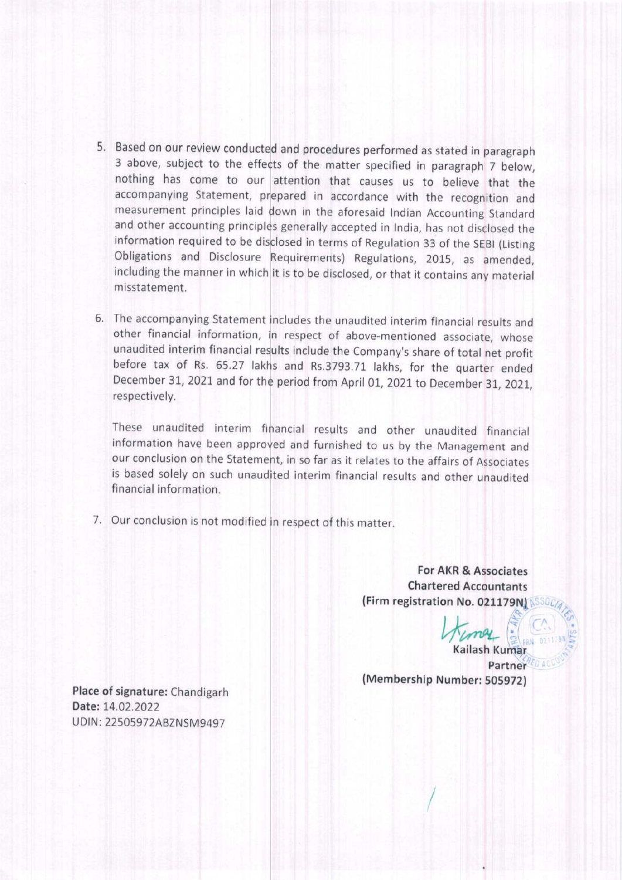5. Based on our review conducted and procedures performed as stated in paragraph 3 above, subject to the effects of the matter specified in paragraph 7 below, nothing has come to our attention that causes us to believe that the accompanying Statement, prepared in accordance with the recognition and measurement principles laid down in the aforesaid Indian Accounting Standard and other accounting principles generally accepted in India, has not disclosed the information required to be disclosed in terms of Regulation 33 of the SEBI (Listing Obligations and Disclosure Requirements) Regulations, 2015, as amended, including the manner in which it is to be disclosed, or that it contains any material misstatement.

6. The accompanying Statement includes the unaudited interim financial results and other financial information, in respect of above-mentioned associate, whose unaudited interim financial results include the Company's share of total net profit before tax of Rs. 65.27 lakhs and Rs.3793.71 lakhs, for the quarter ended December 31, 2021 and for the period from April 01, 2021 to December 31, 2021, respectively.

   These unaudited interim financial results and other unaudited financial information have been approved and furnished to us by the Management and our conclusion on the Statement, in so far as it relates to the affairs of Associates is based solely on such unaudited interim financial results and other unaudited financial information.

7. Our conclusion is not modified in respect of this matter.

**For AKR & Associates**
**Chartered Accountants**
**(Firm registration No. 021179N)**

**Kailash Kumar**
**Partner**
**(Membership Number: 505972)**

**Place of signature:** Chandigarh
**Date:** 14.02.2022
UDIN: 22505972ABZNSM9497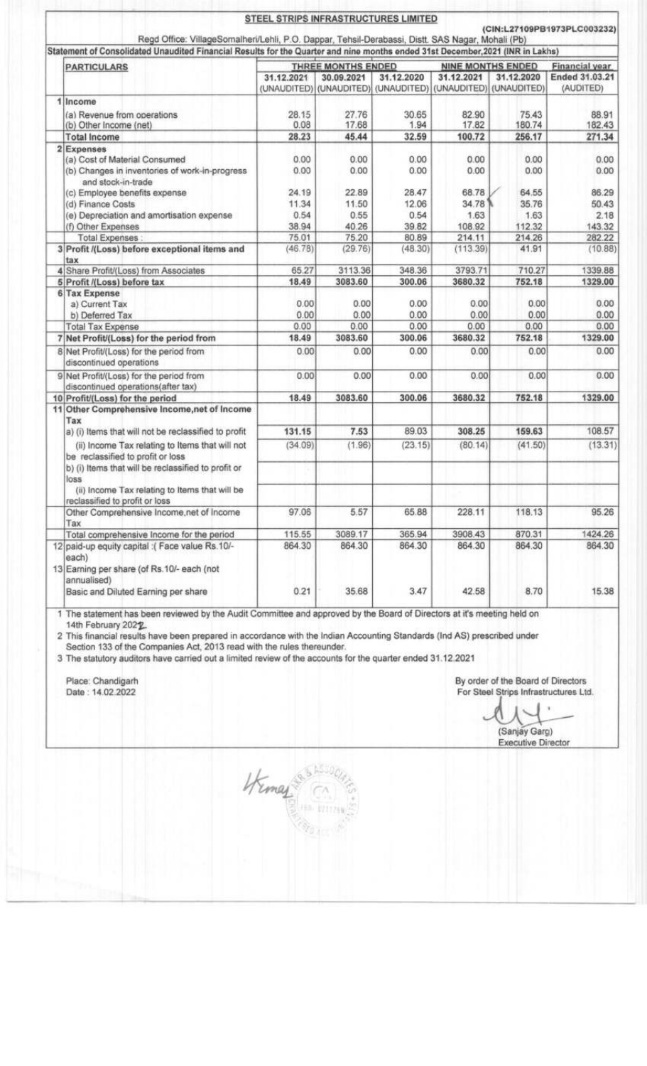## STEEL STRIPS INFRASTRUCTURES LIMITED

(CIN:L27109PB1973PLC003232)

Regd Office: VillageSomalheri/Lehli, P.O. Dappar, Tehsil-Derabassi, Distt. SAS Nagar, Mohali (Pb)

Statement of Consolidated Unaudited Financial Results for the Quarter and nine months ended 31st December,2021 (INR in Lakhs)

| | PARTICULARS | THREE MONTHS ENDED | | | NINE MONTHS ENDED | | Financial year |
|---|---|---|---|---|---|---|---|
| | | 31.12.2021 (UNAUDITED) | 30.09.2021 (UNAUDITED) | 31.12.2020 (UNAUDITED) | 31.12.2021 (UNAUDITED) | 31.12.2020 (UNAUDITED) | Ended 31.03.21 (AUDITED) |
| 1 | Income | | | | | | |
| | (a) Revenue from operations | 28.15 | 27.76 | 30.65 | 82.90 | 75.43 | 88.91 |
| | (b) Other Income (net) | 0.08 | 17.68 | 1.94 | 17.82 | 180.74 | 182.43 |
| | **Total Income** | **28.23** | **45.44** | **32.59** | **100.72** | **256.17** | **271.34** |
| 2 | Expenses | | | | | | |
| | (a) Cost of Material Consumed | 0.00 | 0.00 | 0.00 | 0.00 | 0.00 | 0.00 |
| | (b) Changes in inventories of work-in-progress and stock-in-trade | 0.00 | 0.00 | 0.00 | 0.00 | 0.00 | 0.00 |
| | (c) Employee benefits expense | 24.19 | 22.89 | 28.47 | 68.78 | 64.55 | 86.29 |
| | (d) Finance Costs | 11.34 | 11.50 | 12.06 | 34.78 | 35.76 | 50.43 |
| | (e) Depreciation and amortisation expense | 0.54 | 0.55 | 0.54 | 1.63 | 1.63 | 2.18 |
| | (f) Other Expenses | 38.94 | 40.26 | 39.82 | 108.92 | 112.32 | 143.32 |
| | Total Expenses : | 75.01 | 75.20 | 80.89 | 214.11 | 214.26 | 282.22 |
| 3 | Profit /(Loss) before exceptional items and tax | (46.78) | (29.76) | (48.30) | (113.39) | 41.91 | (10.88) |
| 4 | Share Profit/(Loss) from Associates | 65.27 | 3113.36 | 348.36 | 3793.71 | 710.27 | 1339.88 |
| 5 | **Profit /(Loss) before tax** | **18.49** | **3083.60** | **300.06** | **3680.32** | **752.18** | **1329.00** |
| 6 | Tax Expense | | | | | | |
| | a) Current Tax | 0.00 | 0.00 | 0.00 | 0.00 | 0.00 | 0.00 |
| | b) Deferred Tax | 0.00 | 0.00 | 0.00 | 0.00 | 0.00 | 0.00 |
| | Total Tax Expense | 0.00 | 0.00 | 0.00 | 0.00 | 0.00 | 0.00 |
| 7 | **Net Profit/(Loss) for the period from** | **18.49** | **3083.60** | **300.06** | **3680.32** | **752.18** | **1329.00** |
| 8 | Net Profit/(Loss) for the period from discontinued operations | 0.00 | 0.00 | 0.00 | 0.00 | 0.00 | 0.00 |
| 9 | Net Profit/(Loss) for the period from discontinued operations(after tax) | 0.00 | 0.00 | 0.00 | 0.00 | 0.00 | 0.00 |
| 10 | **Profit/(Loss) for the period** | **18.49** | **3083.60** | **300.06** | **3680.32** | **752.18** | **1329.00** |
| 11 | **Other Comprehensive Income,net of Income Tax** | | | | | | |
| | a) (i) Items that will not be reclassified to profit | **131.15** | 7.53 | 89.03 | **308.25** | **159.63** | 108.57 |
| | (ii) Income Tax relating to Items that will not be reclassified to profit or loss | (34.09) | (1.96) | (23.15) | (80.14) | (41.50) | (13.31) |
| | b) (i) Items that will be reclassified to profit or loss | | | | | | |
| | (ii) Income Tax relating to Items that will be reclassified to profit or loss | | | | | | |
| | Other Comprehensive Income,net of Income Tax | 97.06 | 5.57 | 65.88 | 228.11 | 118.13 | 95.26 |
| | Total comprehensive Income for the period | 115.55 | 3089.17 | 365.94 | 3908.43 | 870.31 | 1424.26 |
| 12 | paid-up equity capital :( Face value Rs.10/- each) | 864.30 | 864.30 | 864.30 | 864.30 | 864.30 | 864.30 |
| 13 | Earning per share (of Rs.10/- each (not annualised) | | | | | | |
| | Basic and Diluted Earning per share | 0.21 | 35.68 | 3.47 | 42.58 | 8.70 | 15.38 |

1. The statement has been reviewed by the Audit Committee and approved by the Board of Directors at it's meeting held on 14th February 2022.
2. This financial results have been prepared in accordance with the Indian Accounting Standards (Ind AS) prescribed under Section 133 of the Companies Act, 2013 read with the rules thereunder.
3. The statutory auditors have carried out a limited review of the accounts for the quarter ended 31.12.2021

Place: Chandigarh
Date : 14.02.2022

By order of the Board of Directors
For Steel Strips Infrastructures Ltd.

(Sanjay Garg)
Executive Director